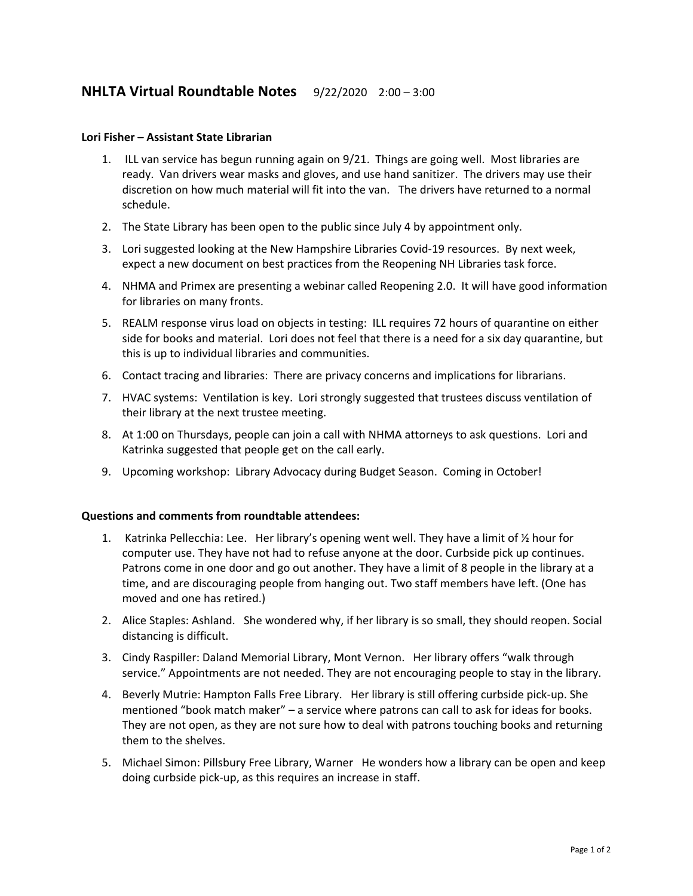# NHLTA Virtual Roundtable Notes 9/22/2020 2:00 – 3:00

**Lori Fisher – Assistant State Librarian**

1. ILL van service has begun running again on 9/21. Things are going well. Most libraries are ready. Van drivers wear masks and gloves, and use hand sanitizer. The drivers may use their discretion on how much material will fit into the van. The drivers have returned to a normal schedule.
2. The State Library has been open to the public since July 4 by appointment only.
3. Lori suggested looking at the New Hampshire Libraries Covid-19 resources. By next week, expect a new document on best practices from the Reopening NH Libraries task force.
4. NHMA and Primex are presenting a webinar called Reopening 2.0. It will have good information for libraries on many fronts.
5. REALM response virus load on objects in testing: ILL requires 72 hours of quarantine on either side for books and material. Lori does not feel that there is a need for a six day quarantine, but this is up to individual libraries and communities.
6. Contact tracing and libraries: There are privacy concerns and implications for librarians.
7. HVAC systems: Ventilation is key. Lori strongly suggested that trustees discuss ventilation of their library at the next trustee meeting.
8. At 1:00 on Thursdays, people can join a call with NHMA attorneys to ask questions. Lori and Katrinka suggested that people get on the call early.
9. Upcoming workshop: Library Advocacy during Budget Season. Coming in October!

**Questions and comments from roundtable attendees:**

1. Katrinka Pellecchia: Lee. Her library's opening went well. They have a limit of ½ hour for computer use. They have not had to refuse anyone at the door. Curbside pick up continues. Patrons come in one door and go out another. They have a limit of 8 people in the library at a time, and are discouraging people from hanging out. Two staff members have left. (One has moved and one has retired.)
2. Alice Staples: Ashland. She wondered why, if her library is so small, they should reopen. Social distancing is difficult.
3. Cindy Raspiller: Daland Memorial Library, Mont Vernon. Her library offers "walk through service." Appointments are not needed. They are not encouraging people to stay in the library.
4. Beverly Mutrie: Hampton Falls Free Library. Her library is still offering curbside pick-up. She mentioned "book match maker" – a service where patrons can call to ask for ideas for books. They are not open, as they are not sure how to deal with patrons touching books and returning them to the shelves.
5. Michael Simon: Pillsbury Free Library, Warner He wonders how a library can be open and keep doing curbside pick-up, as this requires an increase in staff.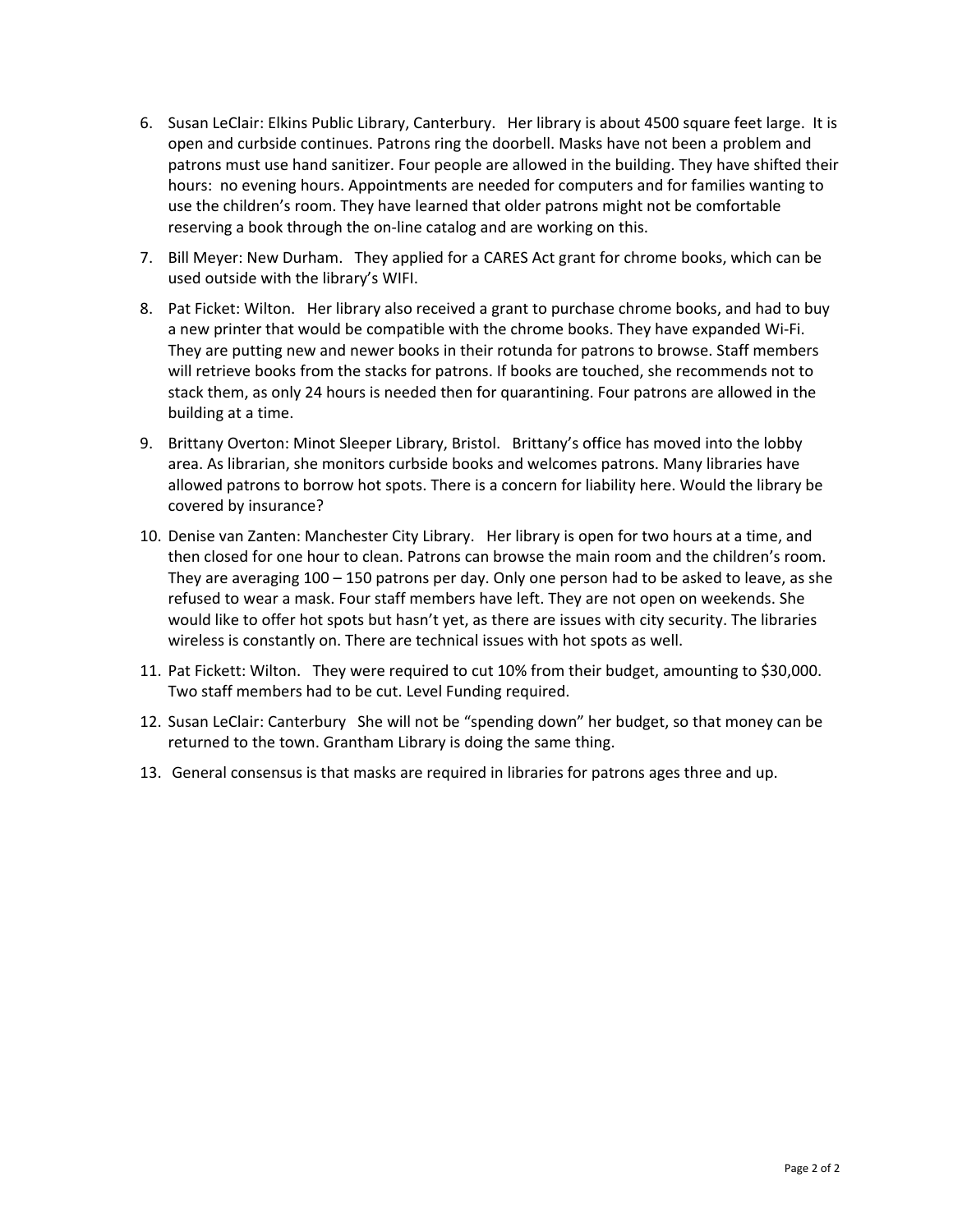6. Susan LeClair: Elkins Public Library, Canterbury. Her library is about 4500 square feet large. It is open and curbside continues. Patrons ring the doorbell. Masks have not been a problem and patrons must use hand sanitizer. Four people are allowed in the building. They have shifted their hours: no evening hours. Appointments are needed for computers and for families wanting to use the children's room. They have learned that older patrons might not be comfortable reserving a book through the on-line catalog and are working on this.
7. Bill Meyer: New Durham. They applied for a CARES Act grant for chrome books, which can be used outside with the library's WIFI.
8. Pat Ficket: Wilton. Her library also received a grant to purchase chrome books, and had to buy a new printer that would be compatible with the chrome books. They have expanded Wi-Fi. They are putting new and newer books in their rotunda for patrons to browse. Staff members will retrieve books from the stacks for patrons. If books are touched, she recommends not to stack them, as only 24 hours is needed then for quarantining. Four patrons are allowed in the building at a time.
9. Brittany Overton: Minot Sleeper Library, Bristol. Brittany's office has moved into the lobby area. As librarian, she monitors curbside books and welcomes patrons. Many libraries have allowed patrons to borrow hot spots. There is a concern for liability here. Would the library be covered by insurance?
10. Denise van Zanten: Manchester City Library. Her library is open for two hours at a time, and then closed for one hour to clean. Patrons can browse the main room and the children's room. They are averaging 100 – 150 patrons per day. Only one person had to be asked to leave, as she refused to wear a mask. Four staff members have left. They are not open on weekends. She would like to offer hot spots but hasn't yet, as there are issues with city security. The libraries wireless is constantly on. There are technical issues with hot spots as well.
11. Pat Fickett: Wilton. They were required to cut 10% from their budget, amounting to $30,000. Two staff members had to be cut. Level Funding required.
12. Susan LeClair: Canterbury She will not be "spending down" her budget, so that money can be returned to the town. Grantham Library is doing the same thing.
13. General consensus is that masks are required in libraries for patrons ages three and up.